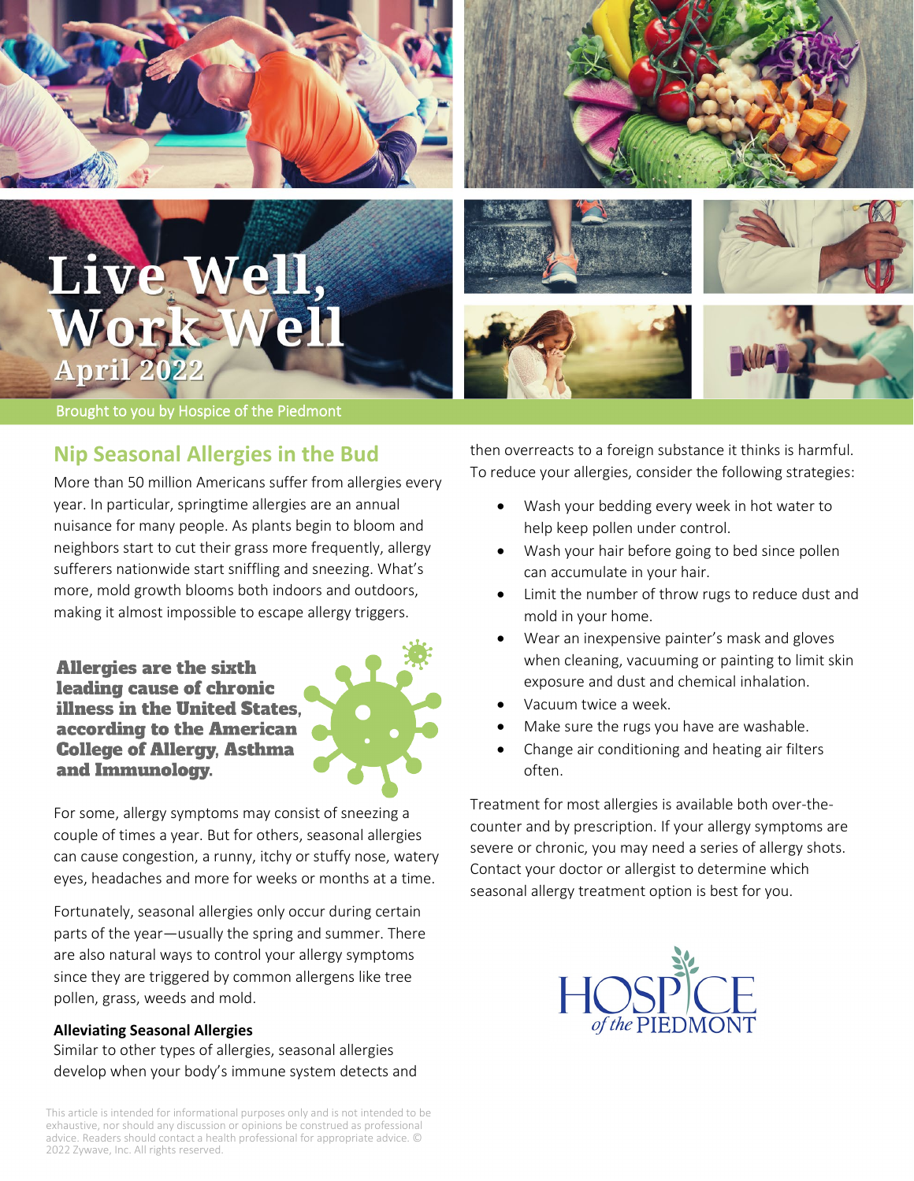# Live Well, Work Well

April 2022

Brought to you by Hospice of the Piedmont

## Nip Seasonal Allergies in the Bud

More than 50 million Americans suffer from allergies every year. In particular, springtime allergies are an annual nuisance for many people. As plants begin to bloom and neighbors start to cut their grass more frequently, allergy sufferers nationwide start sniffling and sneezing. What's more, mold growth blooms both indoors and outdoors, making it almost impossible to escape allergy triggers.

**Allergies are the sixth leading cause of chronic illness in the United States, according to the American College of Allergy, Asthma and Immunology.**

For some, allergy symptoms may consist of sneezing a couple of times a year. But for others, seasonal allergies can cause congestion, a runny, itchy or stuffy nose, watery eyes, headaches and more for weeks or months at a time.

Fortunately, seasonal allergies only occur during certain parts of the year—usually the spring and summer. There are also natural ways to control your allergy symptoms since they are triggered by common allergens like tree pollen, grass, weeds and mold.

### Alleviating Seasonal Allergies

Similar to other types of allergies, seasonal allergies develop when your body's immune system detects and then overreacts to a foreign substance it thinks is harmful. To reduce your allergies, consider the following strategies:

- Wash your bedding every week in hot water to help keep pollen under control.
- Wash your hair before going to bed since pollen can accumulate in your hair.
- Limit the number of throw rugs to reduce dust and mold in your home.
- Wear an inexpensive painter's mask and gloves when cleaning, vacuuming or painting to limit skin exposure and dust and chemical inhalation.
- Vacuum twice a week.
- Make sure the rugs you have are washable.
- Change air conditioning and heating air filters often.

Treatment for most allergies is available both over-the-counter and by prescription. If your allergy symptoms are severe or chronic, you may need a series of allergy shots. Contact your doctor or allergist to determine which seasonal allergy treatment option is best for you.

HOSPICE of the PIEDMONT

This article is intended for informational purposes only and is not intended to be exhaustive, nor should any discussion or opinions be construed as professional advice. Readers should contact a health professional for appropriate advice. © 2022 Zywave, Inc. All rights reserved.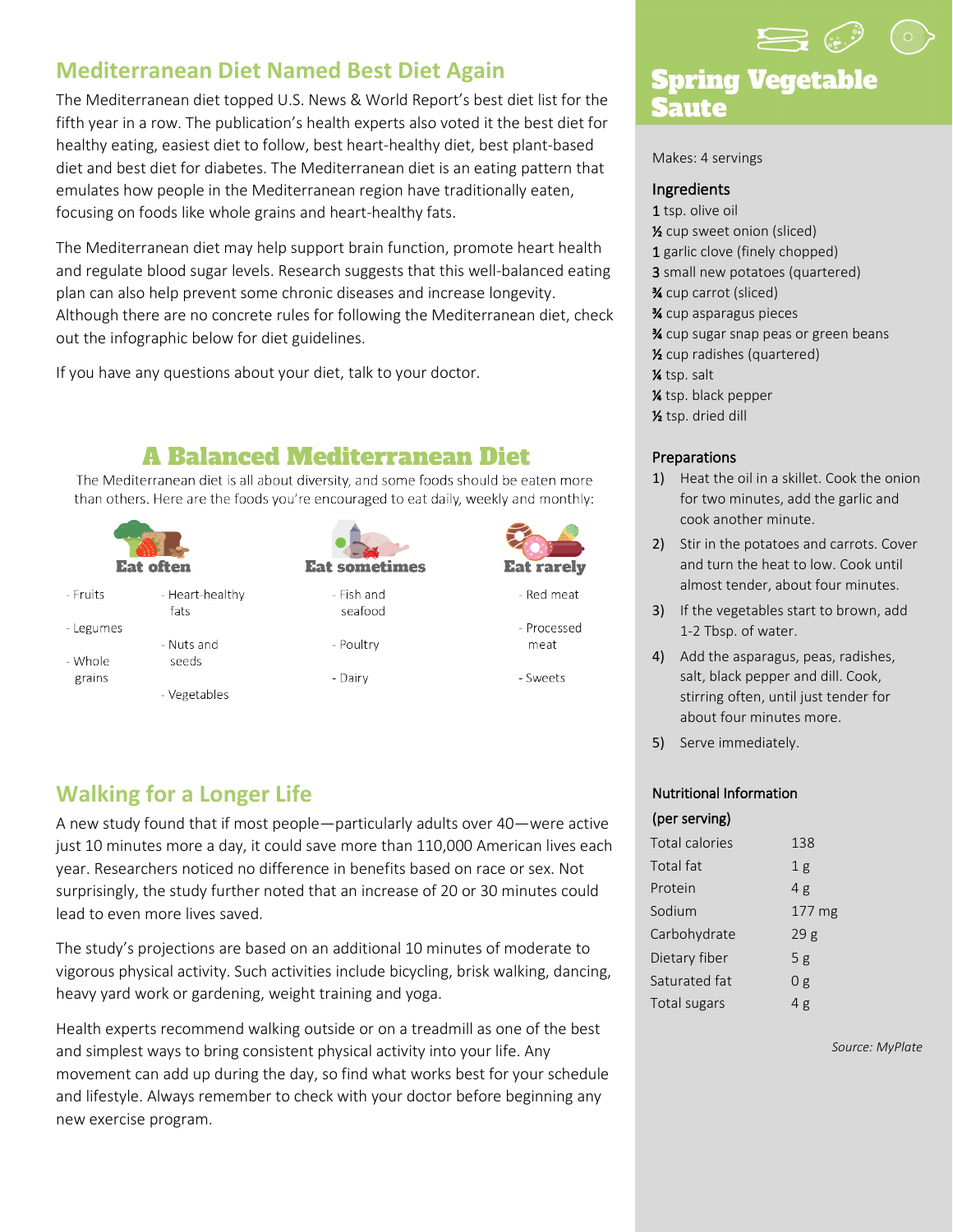## Mediterranean Diet Named Best Diet Again

The Mediterranean diet topped U.S. News & World Report's best diet list for the fifth year in a row. The publication's health experts also voted it the best diet for healthy eating, easiest diet to follow, best heart-healthy diet, best plant-based diet and best diet for diabetes. The Mediterranean diet is an eating pattern that emulates how people in the Mediterranean region have traditionally eaten, focusing on foods like whole grains and heart-healthy fats.

The Mediterranean diet may help support brain function, promote heart health and regulate blood sugar levels. Research suggests that this well-balanced eating plan can also help prevent some chronic diseases and increase longevity. Although there are no concrete rules for following the Mediterranean diet, check out the infographic below for diet guidelines.

If you have any questions about your diet, talk to your doctor.

### A Balanced Mediterranean Diet

The Mediterranean diet is all about diversity, and some foods should be eaten more than others. Here are the foods you're encouraged to eat daily, weekly and monthly:

**Eat often**
- Fruits
- Legumes
- Whole grains
- Heart-healthy fats
- Nuts and seeds
- Vegetables

**Eat sometimes**
- Fish and seafood
- Poultry
- Dairy

**Eat rarely**
- Red meat
- Processed meat
- Sweets

## Walking for a Longer Life

A new study found that if most people—particularly adults over 40—were active just 10 minutes more a day, it could save more than 110,000 American lives each year. Researchers noticed no difference in benefits based on race or sex. Not surprisingly, the study further noted that an increase of 20 or 30 minutes could lead to even more lives saved.

The study's projections are based on an additional 10 minutes of moderate to vigorous physical activity. Such activities include bicycling, brisk walking, dancing, heavy yard work or gardening, weight training and yoga.

Health experts recommend walking outside or on a treadmill as one of the best and simplest ways to bring consistent physical activity into your life. Any movement can add up during the day, so find what works best for your schedule and lifestyle. Always remember to check with your doctor before beginning any new exercise program.

## Spring Vegetable Saute

Makes: 4 servings

### Ingredients

- **1** tsp. olive oil
- **½** cup sweet onion (sliced)
- **1** garlic clove (finely chopped)
- **3** small new potatoes (quartered)
- **¾** cup carrot (sliced)
- **¾** cup asparagus pieces
- **¾** cup sugar snap peas or green beans
- **½** cup radishes (quartered)
- **¼** tsp. salt
- **¼** tsp. black pepper
- **½** tsp. dried dill

### Preparations

1) Heat the oil in a skillet. Cook the onion for two minutes, add the garlic and cook another minute.
2) Stir in the potatoes and carrots. Cover and turn the heat to low. Cook until almost tender, about four minutes.
3) If the vegetables start to brown, add 1-2 Tbsp. of water.
4) Add the asparagus, peas, radishes, salt, black pepper and dill. Cook, stirring often, until just tender for about four minutes more.
5) Serve immediately.

### Nutritional Information (per serving)

| | |
|---|---|
| Total calories | 138 |
| Total fat | 1 g |
| Protein | 4 g |
| Sodium | 177 mg |
| Carbohydrate | 29 g |
| Dietary fiber | 5 g |
| Saturated fat | 0 g |
| Total sugars | 4 g |

*Source: MyPlate*